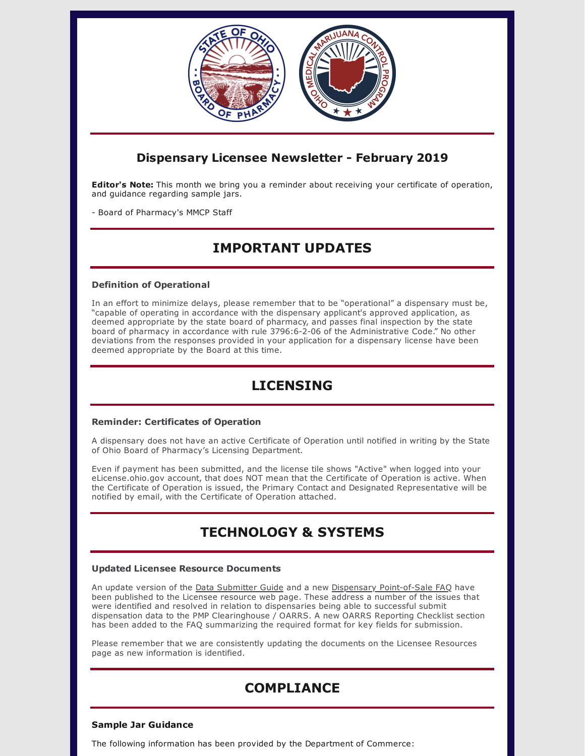## Dispensary Licensee Newsletter - February 2019

**Editor's Note:** This month we bring you a reminder about receiving your certificate of operation, and guidance regarding sample jars.

- Board of Pharmacy's MMCP Staff

# IMPORTANT UPDATES

### Definition of Operational

In an effort to minimize delays, please remember that to be “operational” a dispensary must be, “capable of operating in accordance with the dispensary applicant's approved application, as deemed appropriate by the state board of pharmacy, and passes final inspection by the state board of pharmacy in accordance with rule 3796:6-2-06 of the Administrative Code.” No other deviations from the responses provided in your application for a dispensary license have been deemed appropriate by the Board at this time.

# LICENSING

### Reminder: Certificates of Operation

A dispensary does not have an active Certificate of Operation until notified in writing by the State of Ohio Board of Pharmacy’s Licensing Department.

Even if payment has been submitted, and the license tile shows "Active" when logged into your eLicense.ohio.gov account, that does NOT mean that the Certificate of Operation is active. When the Certificate of Operation is issued, the Primary Contact and Designated Representative will be notified by email, with the Certificate of Operation attached.

# TECHNOLOGY & SYSTEMS

### Updated Licensee Resource Documents

An update version of the Data Submitter Guide and a new Dispensary Point-of-Sale FAQ have been published to the Licensee resource web page. These address a number of the issues that were identified and resolved in relation to dispensaries being able to successful submit dispensation data to the PMP Clearinghouse / OARRS. A new OARRS Reporting Checklist section has been added to the FAQ summarizing the required format for key fields for submission.

Please remember that we are consistently updating the documents on the Licensee Resources page as new information is identified.

# COMPLIANCE

### Sample Jar Guidance

The following information has been provided by the Department of Commerce: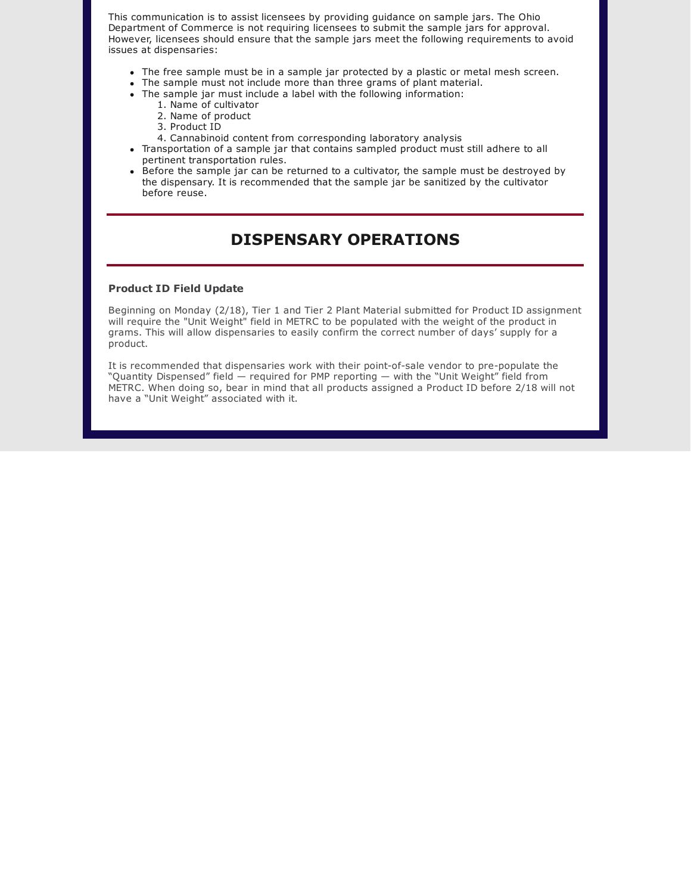This communication is to assist licensees by providing guidance on sample jars. The Ohio Department of Commerce is not requiring licensees to submit the sample jars for approval. However, licensees should ensure that the sample jars meet the following requirements to avoid issues at dispensaries:

- The free sample must be in a sample jar protected by a plastic or metal mesh screen.
- The sample must not include more than three grams of plant material.
- The sample jar must include a label with the following information:
    1. Name of cultivator
    2. Name of product
    3. Product ID
    4. Cannabinoid content from corresponding laboratory analysis
- Transportation of a sample jar that contains sampled product must still adhere to all pertinent transportation rules.
- Before the sample jar can be returned to a cultivator, the sample must be destroyed by the dispensary. It is recommended that the sample jar be sanitized by the cultivator before reuse.

## DISPENSARY OPERATIONS

**Product ID Field Update**

Beginning on Monday (2/18), Tier 1 and Tier 2 Plant Material submitted for Product ID assignment will require the "Unit Weight" field in METRC to be populated with the weight of the product in grams. This will allow dispensaries to easily confirm the correct number of days' supply for a product.

It is recommended that dispensaries work with their point-of-sale vendor to pre-populate the "Quantity Dispensed" field — required for PMP reporting — with the "Unit Weight" field from METRC. When doing so, bear in mind that all products assigned a Product ID before 2/18 will not have a "Unit Weight" associated with it.